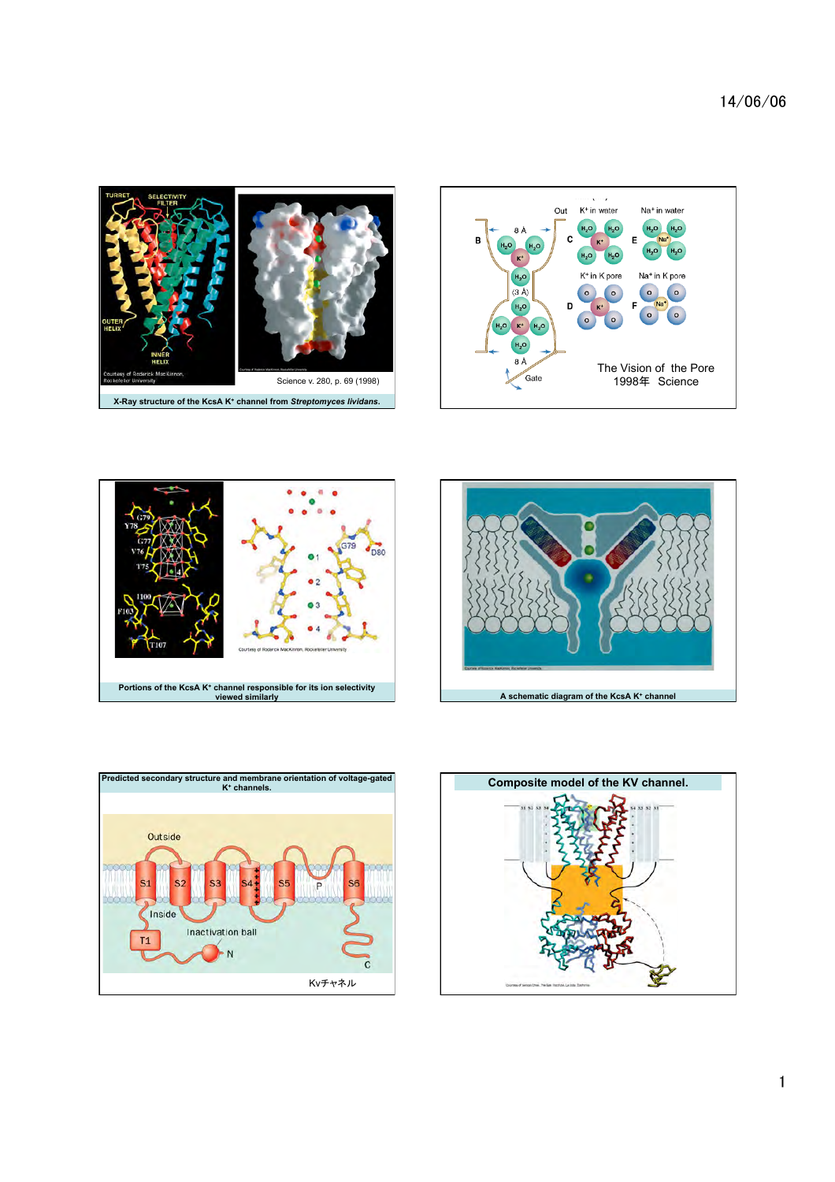X-Ray structure of the KcsA $K^+$ channel from *Streptomyces lividans*.

Science v. 280, p. 69 (1998)

The Vision of the Pore
1998年 Science

Portions of the KcsA $K^+$ channel responsible for its ion selectivity viewed similarly

A schematic diagram of the KcsA $K^+$ channel

Predicted secondary structure and membrane orientation of voltage-gated $K^+$ channels.

Kvチャネル

## Composite model of the KV channel.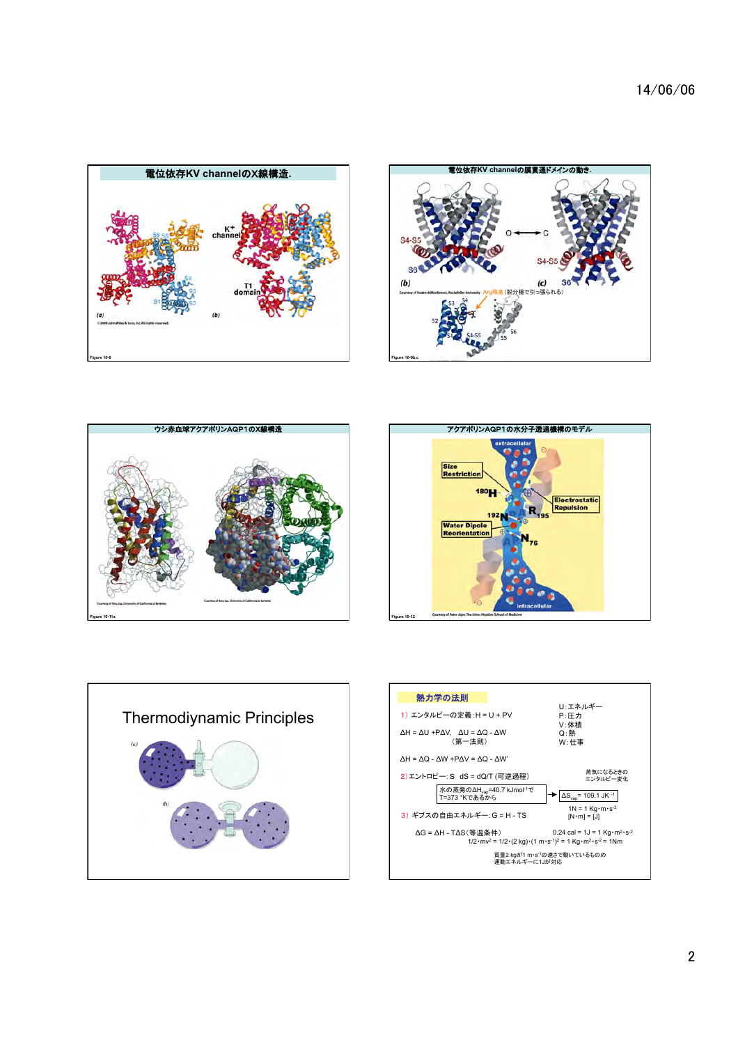## 電位依存KV channelのX線構造.

K+ channel

T1 domain

(a) (b)

© 2008 John Wiley & Sons, Inc. All rights reserved.

Figure 10-8

## 電位依存KV channelの膜貫通ドメインの動き.

S4-S5 S6 (b) O ←→ C S4-S5 S6 (c)

Courtesy of Roderick MacKinnon, Rockefeller University Arg残基（脂分極で引っ張られる）

S3 S4 S2 S1 S4-S5 S6 S5

Figure 10-9b,c

## ウシ赤血球アクアポリンAQP1のX線構造

Courtesy of Bing Jap, University of California at Berkeley

Courtesy of Bing Jap, University of California at Berkeley

Figure 10-11a

## アクアポリンAQP1の水分子透過機構のモデル

extracellular

Size Restriction

180H

Electrostatic Repulsion

192N R195

Water Dipole Reorientation

$N_{76}$

intracellular

Figure 10-12 Courtesy of Peter Agre, The Johns Hopkins School of Medicine

## Thermodiynamic Principles

(a)

(b)

## 熱力学の法則

1）エンタルピーの定義：H = U + PV

ΔH = ΔU +PΔV,　ΔU = ΔQ - ΔW
（第一法則）

ΔH = ΔQ - ΔW +PΔV = ΔQ - ΔW'

U：エネルギー
P：圧力
V：体積
Q：熱
W：仕事

2）エントロピー：S　dS = dQ/T (可逆過程)

蒸気になるときの
エンタルピー変化

水の蒸発のΔ$H_{vap}$=40.7 kJmol$^{-1}$で
T=373 °Kであるから → Δ$S_{vap}$= 109.1 JK$^{-1}$

1N = 1 Kg･m･s$^{-2}$
[N･m] = [J]

3）ギブスの自由エネルギー：G = H - TS

ΔG = ΔH - TΔS (等温条件）

0.24 cal = 1J = 1 Kg･m$^2$･s$^{-2}$

1/2･mv$^2$ = 1/2･(2 kg)･(1 m･s$^{-1}$)$^2$ = 1 Kg･m$^2$･s$^{-2}$ = 1Nm

質量2 kgが1 m･s$^{-1}$の速さで動いているものの
運動エネルギーに1Jが対応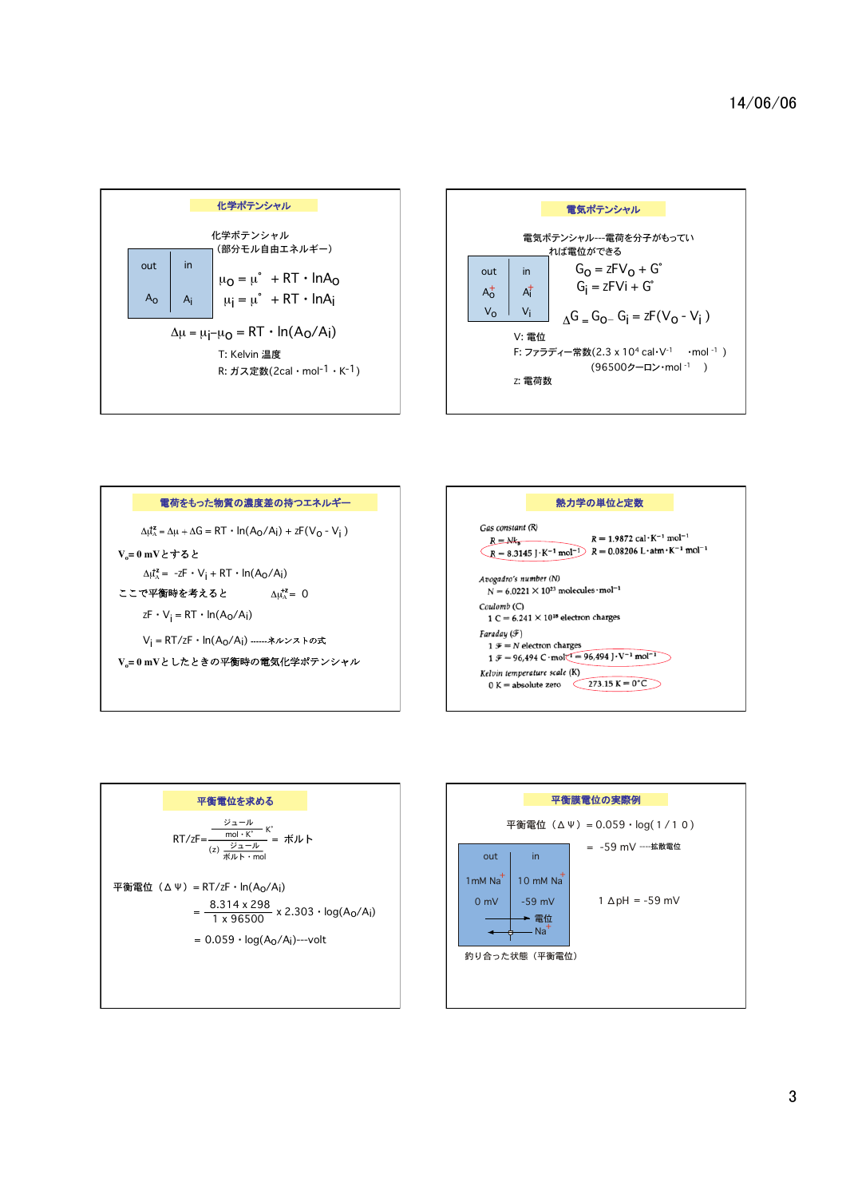## 化学ポテンシャル

化学ポテンシャル
（部分モル自由エネルギー）

| out | in |
|---|---|
| $A_O$ | $A_i$ |

$\mu_O = \mu^\circ + RT \cdot \ln A_O$

$\mu_i = \mu^\circ + RT \cdot \ln A_i$

$\Delta\mu = \mu_i - \mu_O = RT \cdot \ln(A_O/A_i)$

T: Kelvin 温度

R: ガス定数(2cal・mol$^{-1}$・K$^{-1}$)

## 電気ポテンシャル

電気ポテンシャル---電荷を分子がもっていれば電位ができる

| out | in |
|---|---|
| $A_O^+$ | $A_i^+$ |
| $V_O$ | $V_i$ |

$G_O = zFV_O + G^\circ$

$G_i = zFV_i + G^\circ$

$\Delta G = G_O - G_i = zF(V_O - V_i)$

V: 電位

F: ファラディー常数(2.3 x 10$^4$ cal・V$^{-1}$ ・mol$^{-1}$ )
(96500クーロン・mol$^{-1}$ )

z: 電荷数

## 電荷をもった物質の濃度差の持つエネルギー

$\Delta\mu_A^{+z} = \Delta\mu + \Delta G = RT \cdot \ln(A_O/A_i) + zF(V_O - V_i)$

$V_o = 0$ mVとすると

$\Delta\mu_A^{+z} = -zF \cdot V_i + RT \cdot \ln(A_O/A_i)$

ここで平衡時を考えると　$\Delta\mu_A^{+z} = 0$

$zF \cdot V_i = RT \cdot \ln(A_O/A_i)$

$V_i = RT/zF \cdot \ln(A_O/A_i)$ ------ネルンストの式

$V_o = 0$ mVとしたときの平衡時の電気化学ポテンシャル

## 熱力学の単位と定数

*Gas constant* (*R*)
$R = Nk_B$
$R = 8.3145\ J \cdot K^{-1}\ mol^{-1}$
$R = 1.9872\ cal \cdot K^{-1}\ mol^{-1}$
$R = 0.08206\ L \cdot atm \cdot K^{-1}\ mol^{-1}$

*Avogadro's number* (*N*)
$N = 6.0221 \times 10^{23}$ molecules・mol$^{-1}$

*Coulomb* (C)
1 C = $6.241 \times 10^{18}$ electron charges

*Faraday* ($\mathcal{F}$)
1 $\mathcal{F}$ = *N* electron charges
1 $\mathcal{F}$ = 96,494 C・mol$^{-1}$ = 96,494 J・V$^{-1}$ mol$^{-1}$

*Kelvin temperature scale* (K)
0 K = absolute zero　　273.15 K = 0°C

## 平衡電位を求める

$$RT/zF = \frac{\dfrac{\text{ジュール}}{\text{mol} \cdot K^\circ} K^\circ}{(z)\ \dfrac{\text{ジュール}}{\text{ボルト} \cdot \text{mol}}} = \text{ボルト}$$

平衡電位（ΔΨ）$= RT/zF \cdot \ln(A_O/A_i)$

$$= \frac{8.314 \times 298}{1 \times 96500} \times 2.303 \cdot \log(A_O/A_i)$$

$= 0.059 \cdot \log(A_O/A_i)$---volt

## 平衡膜電位の実際例

平衡電位（ΔΨ）= 0.059・log( 1 / 1 0 )

= -59 mV ----拡散電位

| out | in |
|---|---|
| 1mM $Na^+$ | 10 mM $Na^+$ |
| 0 mV | -59 mV |

電位
$Na^+$

釣り合った状態（平衡電位）

1 ΔpH = -59 mV